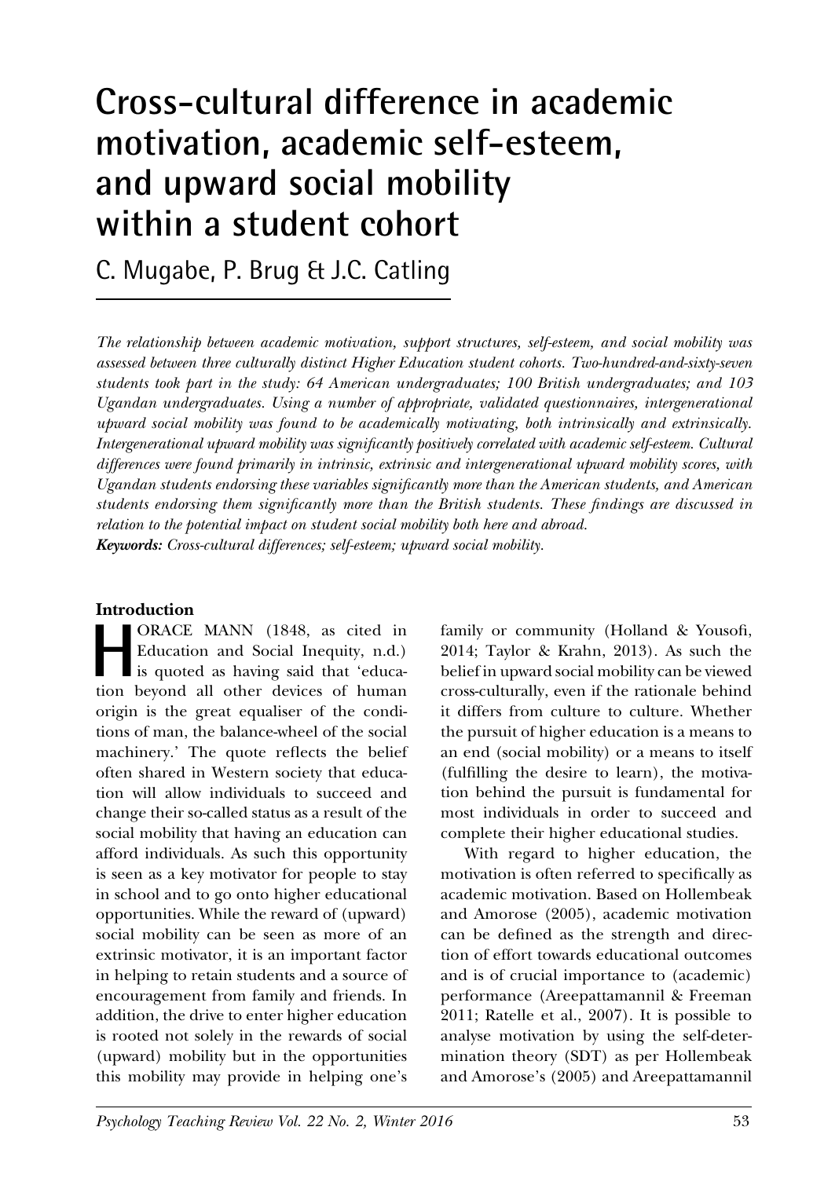# Cross-cultural difference in academic motivation, academic self-esteem, and upward social mobility within a student cohort

C. Mugabe, P. Brug & J.C. Catling

*The relationship between academic motivation, support structures, self-esteem, and social mobility was assessed between three culturally distinct Higher Education student cohorts. Two-hundred-and-sixty-seven students took part in the study: 64 American undergraduates; 100 British undergraduates; and 103 Ugandan undergraduates. Using a number of appropriate, validated questionnaires, intergenerational upward social mobility was found to be academically motivating, both intrinsically and extrinsically. Intergenerational upward mobility was significantly positively correlated with academic self-esteem. Cultural differences were found primarily in intrinsic, extrinsic and intergenerational upward mobility scores, with Ugandan students endorsing these variables significantly more than the American students, and American students endorsing them significantly more than the British students. These findings are discussed in relation to the potential impact on student social mobility both here and abroad.*

***Keywords:*** *Cross-cultural differences; self-esteem; upward social mobility.*

## Introduction

HORACE MANN (1848, as cited in Education and Social Inequity, n.d.) is quoted as having said that 'education beyond all other devices of human origin is the great equaliser of the conditions of man, the balance-wheel of the social machinery.' The quote reflects the belief often shared in Western society that education will allow individuals to succeed and change their so-called status as a result of the social mobility that having an education can afford individuals. As such this opportunity is seen as a key motivator for people to stay in school and to go onto higher educational opportunities. While the reward of (upward) social mobility can be seen as more of an extrinsic motivator, it is an important factor in helping to retain students and a source of encouragement from family and friends. In addition, the drive to enter higher education is rooted not solely in the rewards of social (upward) mobility but in the opportunities this mobility may provide in helping one's family or community (Holland & Yousofi, 2014; Taylor & Krahn, 2013). As such the belief in upward social mobility can be viewed cross-culturally, even if the rationale behind it differs from culture to culture. Whether the pursuit of higher education is a means to an end (social mobility) or a means to itself (fulfilling the desire to learn), the motivation behind the pursuit is fundamental for most individuals in order to succeed and complete their higher educational studies.

With regard to higher education, the motivation is often referred to specifically as academic motivation. Based on Hollembeak and Amorose (2005), academic motivation can be defined as the strength and direction of effort towards educational outcomes and is of crucial importance to (academic) performance (Areepattamannil & Freeman 2011; Ratelle et al., 2007). It is possible to analyse motivation by using the self-determination theory (SDT) as per Hollembeak and Amorose's (2005) and Areepattamannil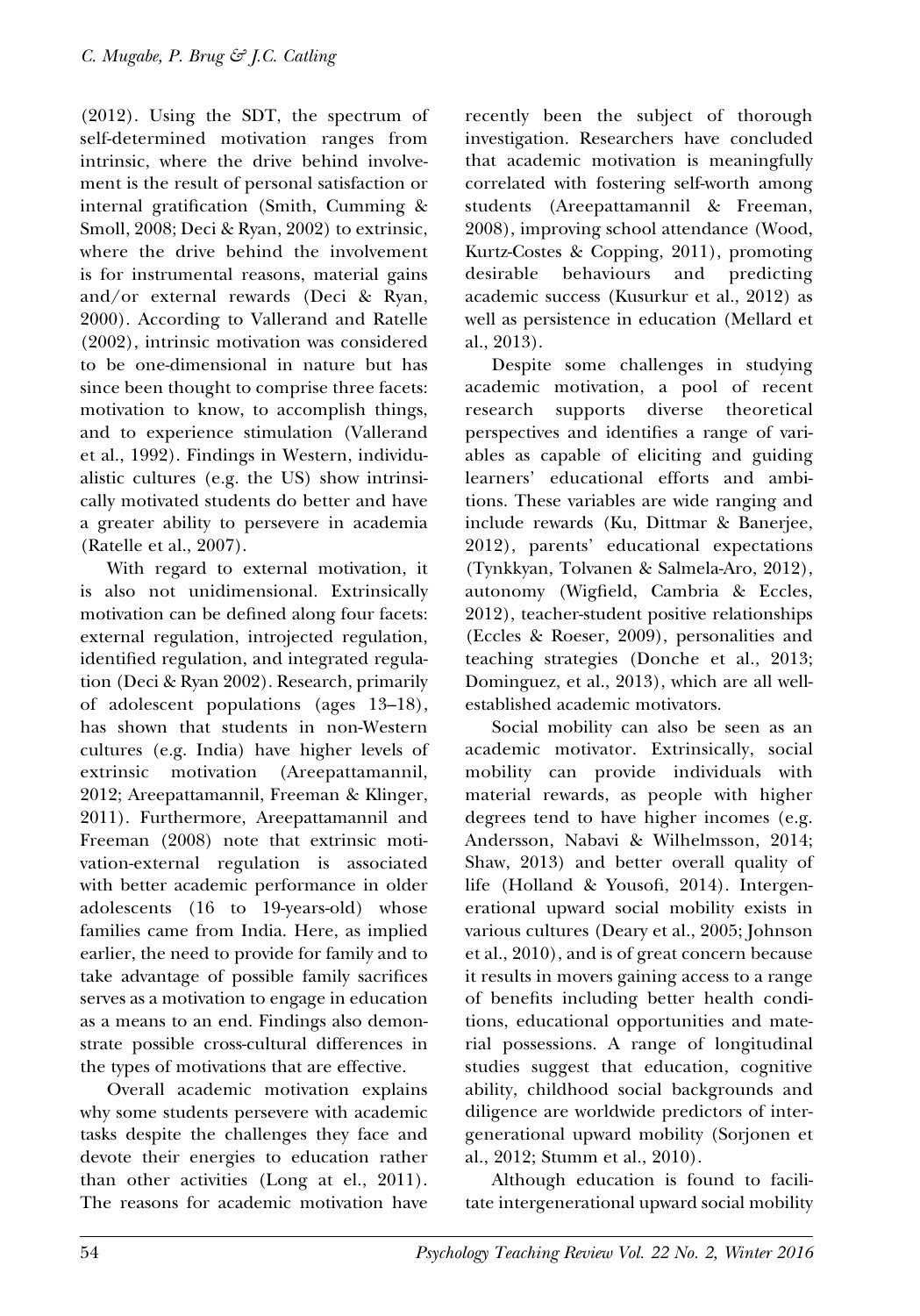(2012). Using the SDT, the spectrum of self-determined motivation ranges from intrinsic, where the drive behind involvement is the result of personal satisfaction or internal gratification (Smith, Cumming & Smoll, 2008; Deci & Ryan, 2002) to extrinsic, where the drive behind the involvement is for instrumental reasons, material gains and/or external rewards (Deci & Ryan, 2000). According to Vallerand and Ratelle (2002), intrinsic motivation was considered to be one-dimensional in nature but has since been thought to comprise three facets: motivation to know, to accomplish things, and to experience stimulation (Vallerand et al., 1992). Findings in Western, individualistic cultures (e.g. the US) show intrinsically motivated students do better and have a greater ability to persevere in academia (Ratelle et al., 2007).

With regard to external motivation, it is also not unidimensional. Extrinsically motivation can be defined along four facets: external regulation, introjected regulation, identified regulation, and integrated regulation (Deci & Ryan 2002). Research, primarily of adolescent populations (ages 13–18), has shown that students in non-Western cultures (e.g. India) have higher levels of extrinsic motivation (Areepattamannil, 2012; Areepattamannil, Freeman & Klinger, 2011). Furthermore, Areepattamannil and Freeman (2008) note that extrinsic motivation-external regulation is associated with better academic performance in older adolescents (16 to 19-years-old) whose families came from India. Here, as implied earlier, the need to provide for family and to take advantage of possible family sacrifices serves as a motivation to engage in education as a means to an end. Findings also demonstrate possible cross-cultural differences in the types of motivations that are effective.

Overall academic motivation explains why some students persevere with academic tasks despite the challenges they face and devote their energies to education rather than other activities (Long at el., 2011). The reasons for academic motivation have recently been the subject of thorough investigation. Researchers have concluded that academic motivation is meaningfully correlated with fostering self-worth among students (Areepattamannil & Freeman, 2008), improving school attendance (Wood, Kurtz-Costes & Copping, 2011), promoting desirable behaviours and predicting academic success (Kusurkur et al., 2012) as well as persistence in education (Mellard et al., 2013).

Despite some challenges in studying academic motivation, a pool of recent research supports diverse theoretical perspectives and identifies a range of variables as capable of eliciting and guiding learners' educational efforts and ambitions. These variables are wide ranging and include rewards (Ku, Dittmar & Banerjee, 2012), parents' educational expectations (Tynkkyan, Tolvanen & Salmela-Aro, 2012), autonomy (Wigfield, Cambria & Eccles, 2012), teacher-student positive relationships (Eccles & Roeser, 2009), personalities and teaching strategies (Donche et al., 2013; Dominguez, et al., 2013), which are all well-established academic motivators.

Social mobility can also be seen as an academic motivator. Extrinsically, social mobility can provide individuals with material rewards, as people with higher degrees tend to have higher incomes (e.g. Andersson, Nabavi & Wilhelmsson, 2014; Shaw, 2013) and better overall quality of life (Holland & Yousofi, 2014). Intergenerational upward social mobility exists in various cultures (Deary et al., 2005; Johnson et al., 2010), and is of great concern because it results in movers gaining access to a range of benefits including better health conditions, educational opportunities and material possessions. A range of longitudinal studies suggest that education, cognitive ability, childhood social backgrounds and diligence are worldwide predictors of intergenerational upward mobility (Sorjonen et al., 2012; Stumm et al., 2010).

Although education is found to facilitate intergenerational upward social mobility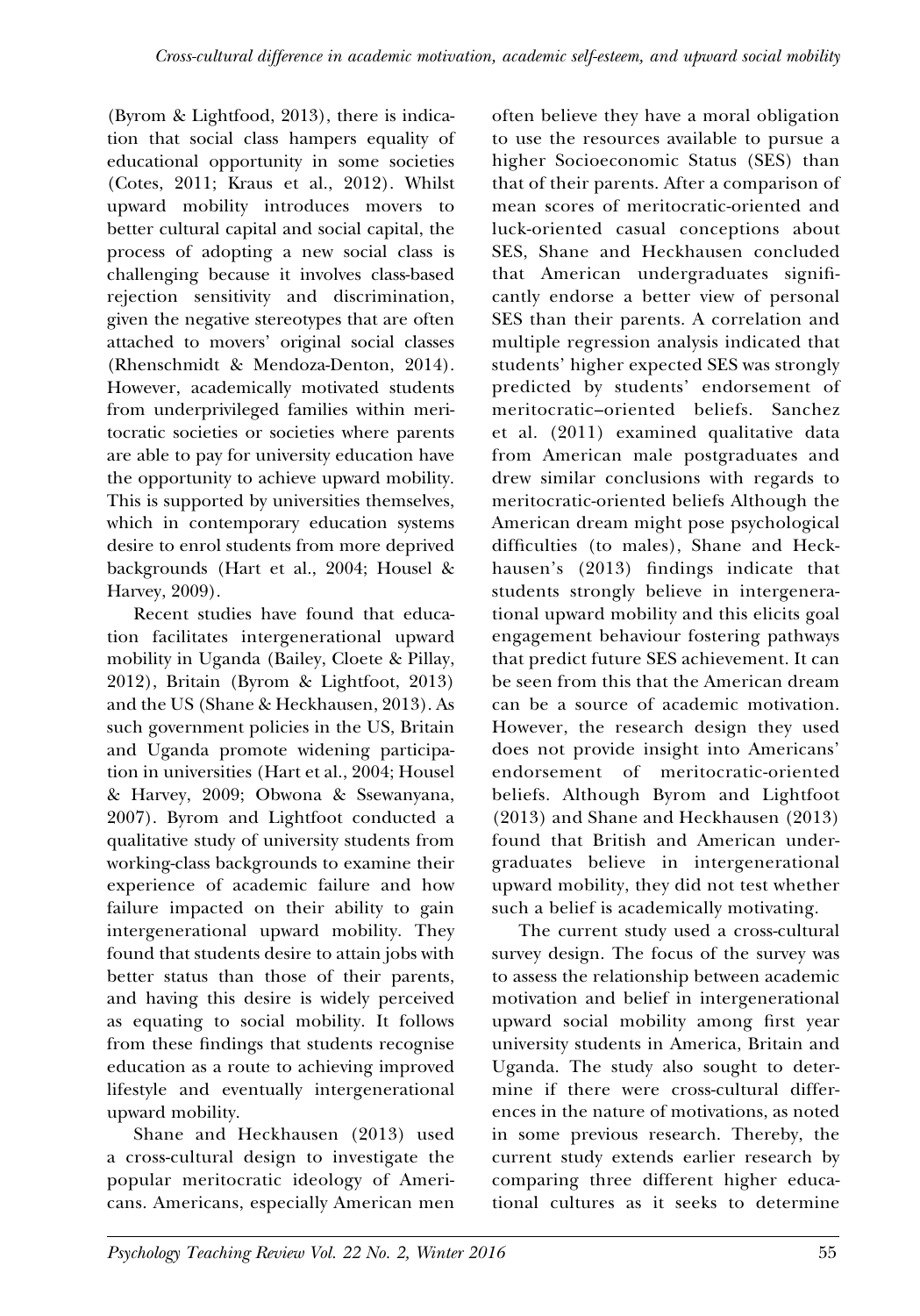(Byrom & Lightfood, 2013), there is indication that social class hampers equality of educational opportunity in some societies (Cotes, 2011; Kraus et al., 2012). Whilst upward mobility introduces movers to better cultural capital and social capital, the process of adopting a new social class is challenging because it involves class-based rejection sensitivity and discrimination, given the negative stereotypes that are often attached to movers' original social classes (Rhenschmidt & Mendoza-Denton, 2014). However, academically motivated students from underprivileged families within meritocratic societies or societies where parents are able to pay for university education have the opportunity to achieve upward mobility. This is supported by universities themselves, which in contemporary education systems desire to enrol students from more deprived backgrounds (Hart et al., 2004; Housel & Harvey, 2009).

Recent studies have found that education facilitates intergenerational upward mobility in Uganda (Bailey, Cloete & Pillay, 2012), Britain (Byrom & Lightfoot, 2013) and the US (Shane & Heckhausen, 2013). As such government policies in the US, Britain and Uganda promote widening participation in universities (Hart et al., 2004; Housel & Harvey, 2009; Obwona & Ssewanyana, 2007). Byrom and Lightfoot conducted a qualitative study of university students from working-class backgrounds to examine their experience of academic failure and how failure impacted on their ability to gain intergenerational upward mobility. They found that students desire to attain jobs with better status than those of their parents, and having this desire is widely perceived as equating to social mobility. It follows from these findings that students recognise education as a route to achieving improved lifestyle and eventually intergenerational upward mobility.

Shane and Heckhausen (2013) used a cross-cultural design to investigate the popular meritocratic ideology of Americans. Americans, especially American men often believe they have a moral obligation to use the resources available to pursue a higher Socioeconomic Status (SES) than that of their parents. After a comparison of mean scores of meritocratic-oriented and luck-oriented casual conceptions about SES, Shane and Heckhausen concluded that American undergraduates significantly endorse a better view of personal SES than their parents. A correlation and multiple regression analysis indicated that students' higher expected SES was strongly predicted by students' endorsement of meritocratic–oriented beliefs. Sanchez et al. (2011) examined qualitative data from American male postgraduates and drew similar conclusions with regards to meritocratic-oriented beliefs Although the American dream might pose psychological difficulties (to males), Shane and Heckhausen's (2013) findings indicate that students strongly believe in intergenerational upward mobility and this elicits goal engagement behaviour fostering pathways that predict future SES achievement. It can be seen from this that the American dream can be a source of academic motivation. However, the research design they used does not provide insight into Americans' endorsement of meritocratic-oriented beliefs. Although Byrom and Lightfoot (2013) and Shane and Heckhausen (2013) found that British and American undergraduates believe in intergenerational upward mobility, they did not test whether such a belief is academically motivating.

The current study used a cross-cultural survey design. The focus of the survey was to assess the relationship between academic motivation and belief in intergenerational upward social mobility among first year university students in America, Britain and Uganda. The study also sought to determine if there were cross-cultural differences in the nature of motivations, as noted in some previous research. Thereby, the current study extends earlier research by comparing three different higher educational cultures as it seeks to determine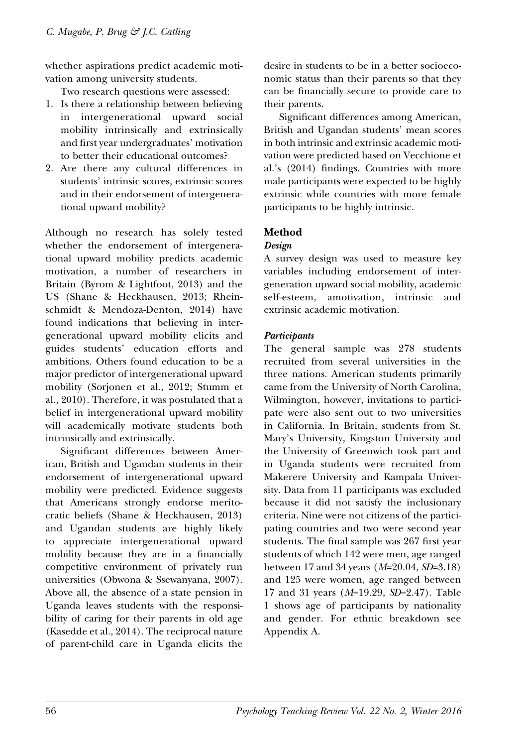whether aspirations predict academic motivation among university students.

Two research questions were assessed:

1. Is there a relationship between believing in intergenerational upward social mobility intrinsically and extrinsically and first year undergraduates' motivation to better their educational outcomes?
2. Are there any cultural differences in students' intrinsic scores, extrinsic scores and in their endorsement of intergenerational upward mobility?

Although no research has solely tested whether the endorsement of intergenerational upward mobility predicts academic motivation, a number of researchers in Britain (Byrom & Lightfoot, 2013) and the US (Shane & Heckhausen, 2013; Rheinschmidt & Mendoza-Denton, 2014) have found indications that believing in intergenerational upward mobility elicits and guides students' education efforts and ambitions. Others found education to be a major predictor of intergenerational upward mobility (Sorjonen et al., 2012; Stumm et al., 2010). Therefore, it was postulated that a belief in intergenerational upward mobility will academically motivate students both intrinsically and extrinsically.

Significant differences between American, British and Ugandan students in their endorsement of intergenerational upward mobility were predicted. Evidence suggests that Americans strongly endorse meritocratic beliefs (Shane & Heckhausen, 2013) and Ugandan students are highly likely to appreciate intergenerational upward mobility because they are in a financially competitive environment of privately run universities (Obwona & Ssewanyana, 2007). Above all, the absence of a state pension in Uganda leaves students with the responsibility of caring for their parents in old age (Kasedde et al., 2014). The reciprocal nature of parent-child care in Uganda elicits the desire in students to be in a better socioeconomic status than their parents so that they can be financially secure to provide care to their parents.

Significant differences among American, British and Ugandan students' mean scores in both intrinsic and extrinsic academic motivation were predicted based on Vecchione et al.'s (2014) findings. Countries with more male participants were expected to be highly extrinsic while countries with more female participants to be highly intrinsic.

## Method

### *Design*

A survey design was used to measure key variables including endorsement of intergeneration upward social mobility, academic self-esteem, amotivation, intrinsic and extrinsic academic motivation.

### *Participants*

The general sample was 278 students recruited from several universities in the three nations. American students primarily came from the University of North Carolina, Wilmington, however, invitations to participate were also sent out to two universities in California. In Britain, students from St. Mary's University, Kingston University and the University of Greenwich took part and in Uganda students were recruited from Makerere University and Kampala University. Data from 11 participants was excluded because it did not satisfy the inclusionary criteria. Nine were not citizens of the participating countries and two were second year students. The final sample was 267 first year students of which 142 were men, age ranged between 17 and 34 years ($M$=20.04, $SD$=3.18) and 125 were women, age ranged between 17 and 31 years ($M$=19.29, $SD$=2.47). Table 1 shows age of participants by nationality and gender. For ethnic breakdown see Appendix A.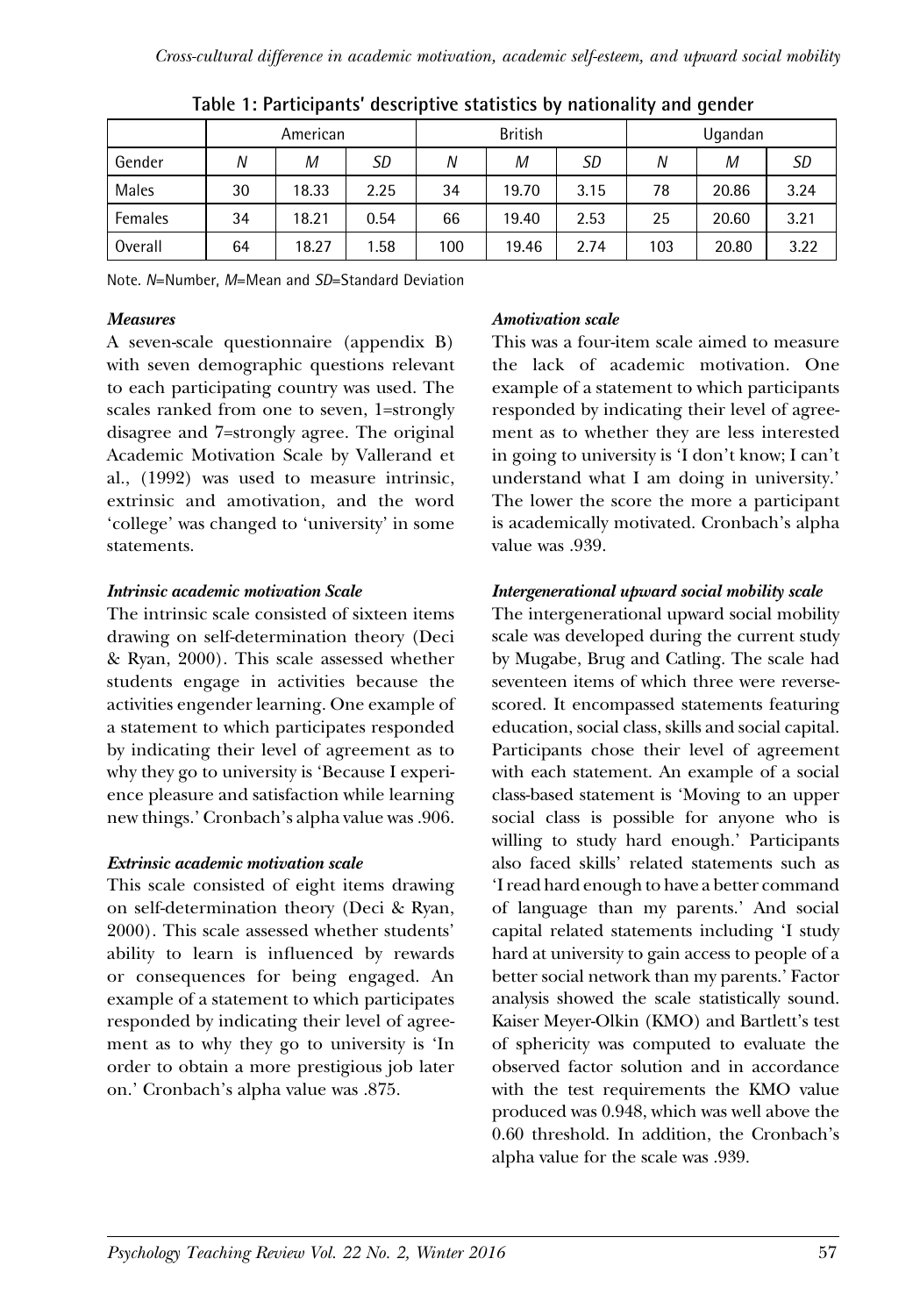**Table 1: Participants' descriptive statistics by nationality and gender**

| | American | | | British | | | Ugandan | | |
|---|---|---|---|---|---|---|---|---|---|
| Gender | *N* | *M* | *SD* | *N* | *M* | *SD* | *N* | *M* | *SD* |
| Males | 30 | 18.33 | 2.25 | 34 | 19.70 | 3.15 | 78 | 20.86 | 3.24 |
| Females | 34 | 18.21 | 0.54 | 66 | 19.40 | 2.53 | 25 | 20.60 | 3.21 |
| Overall | 64 | 18.27 | 1.58 | 100 | 19.46 | 2.74 | 103 | 20.80 | 3.22 |

Note. *N*=Number, *M*=Mean and *SD*=Standard Deviation

### *Measures*

A seven-scale questionnaire (appendix B) with seven demographic questions relevant to each participating country was used. The scales ranked from one to seven, 1=strongly disagree and 7=strongly agree. The original Academic Motivation Scale by Vallerand et al., (1992) was used to measure intrinsic, extrinsic and amotivation, and the word 'college' was changed to 'university' in some statements.

### *Intrinsic academic motivation Scale*

The intrinsic scale consisted of sixteen items drawing on self-determination theory (Deci & Ryan, 2000). This scale assessed whether students engage in activities because the activities engender learning. One example of a statement to which participates responded by indicating their level of agreement as to why they go to university is 'Because I experience pleasure and satisfaction while learning new things.' Cronbach's alpha value was .906.

### *Extrinsic academic motivation scale*

This scale consisted of eight items drawing on self-determination theory (Deci & Ryan, 2000). This scale assessed whether students' ability to learn is influenced by rewards or consequences for being engaged. An example of a statement to which participates responded by indicating their level of agreement as to why they go to university is 'In order to obtain a more prestigious job later on.' Cronbach's alpha value was .875.

### *Amotivation scale*

This was a four-item scale aimed to measure the lack of academic motivation. One example of a statement to which participants responded by indicating their level of agreement as to whether they are less interested in going to university is 'I don't know; I can't understand what I am doing in university.' The lower the score the more a participant is academically motivated. Cronbach's alpha value was .939.

### *Intergenerational upward social mobility scale*

The intergenerational upward social mobility scale was developed during the current study by Mugabe, Brug and Catling. The scale had seventeen items of which three were reverse-scored. It encompassed statements featuring education, social class, skills and social capital. Participants chose their level of agreement with each statement. An example of a social class-based statement is 'Moving to an upper social class is possible for anyone who is willing to study hard enough.' Participants also faced skills' related statements such as 'I read hard enough to have a better command of language than my parents.' And social capital related statements including 'I study hard at university to gain access to people of a better social network than my parents.' Factor analysis showed the scale statistically sound. Kaiser Meyer-Olkin (KMO) and Bartlett's test of sphericity was computed to evaluate the observed factor solution and in accordance with the test requirements the KMO value produced was 0.948, which was well above the 0.60 threshold. In addition, the Cronbach's alpha value for the scale was .939.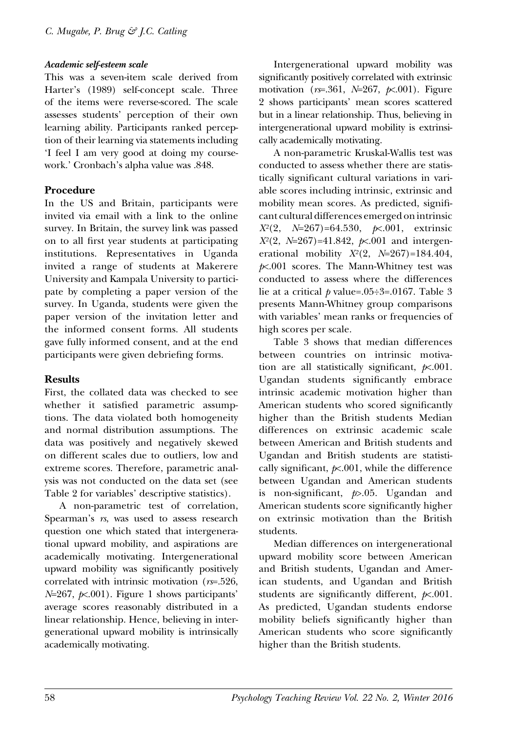### *Academic self-esteem scale*

This was a seven-item scale derived from Harter's (1989) self-concept scale. Three of the items were reverse-scored. The scale assesses students' perception of their own learning ability. Participants ranked perception of their learning via statements including 'I feel I am very good at doing my coursework.' Cronbach's alpha value was .848.

## Procedure

In the US and Britain, participants were invited via email with a link to the online survey. In Britain, the survey link was passed on to all first year students at participating institutions. Representatives in Uganda invited a range of students at Makerere University and Kampala University to participate by completing a paper version of the survey. In Uganda, students were given the paper version of the invitation letter and the informed consent forms. All students gave fully informed consent, and at the end participants were given debriefing forms.

## Results

First, the collated data was checked to see whether it satisfied parametric assumptions. The data violated both homogeneity and normal distribution assumptions. The data was positively and negatively skewed on different scales due to outliers, low and extreme scores. Therefore, parametric analysis was not conducted on the data set (see Table 2 for variables' descriptive statistics).

A non-parametric test of correlation, Spearman's $r_s$, was used to assess research question one which stated that intergenerational upward mobility, and aspirations are academically motivating. Intergenerational upward mobility was significantly positively correlated with intrinsic motivation ($r_s$=.526, $N$=267, $p$<.001). Figure 1 shows participants' average scores reasonably distributed in a linear relationship. Hence, believing in intergenerational upward mobility is intrinsically academically motivating.

Intergenerational upward mobility was significantly positively correlated with extrinsic motivation ($r_s$=.361, $N$=267, $p$<.001). Figure 2 shows participants' mean scores scattered but in a linear relationship. Thus, believing in intergenerational upward mobility is extrinsically academically motivating.

A non-parametric Kruskal-Wallis test was conducted to assess whether there are statistically significant cultural variations in variable scores including intrinsic, extrinsic and mobility mean scores. As predicted, significant cultural differences emerged on intrinsic $X^2$(2, $N$=267)=64.530, $p$<.001, extrinsic $X^2$(2, $N$=267)=41.842, $p$<.001 and intergenerational mobility $X^2$(2, $N$=267)=184.404, $p$<.001 scores. The Mann-Whitney test was conducted to assess where the differences lie at a critical $p$ value=.05÷3=.0167. Table 3 presents Mann-Whitney group comparisons with variables' mean ranks or frequencies of high scores per scale.

Table 3 shows that median differences between countries on intrinsic motivation are all statistically significant, $p$<.001. Ugandan students significantly embrace intrinsic academic motivation higher than American students who scored significantly higher than the British students Median differences on extrinsic academic scale between American and British students and Ugandan and British students are statistically significant, $p$<.001, while the difference between Ugandan and American students is non-significant, $p$>.05. Ugandan and American students score significantly higher on extrinsic motivation than the British students.

Median differences on intergenerational upward mobility score between American and British students, Ugandan and American students, and Ugandan and British students are significantly different, $p$<.001. As predicted, Ugandan students endorse mobility beliefs significantly higher than American students who score significantly higher than the British students.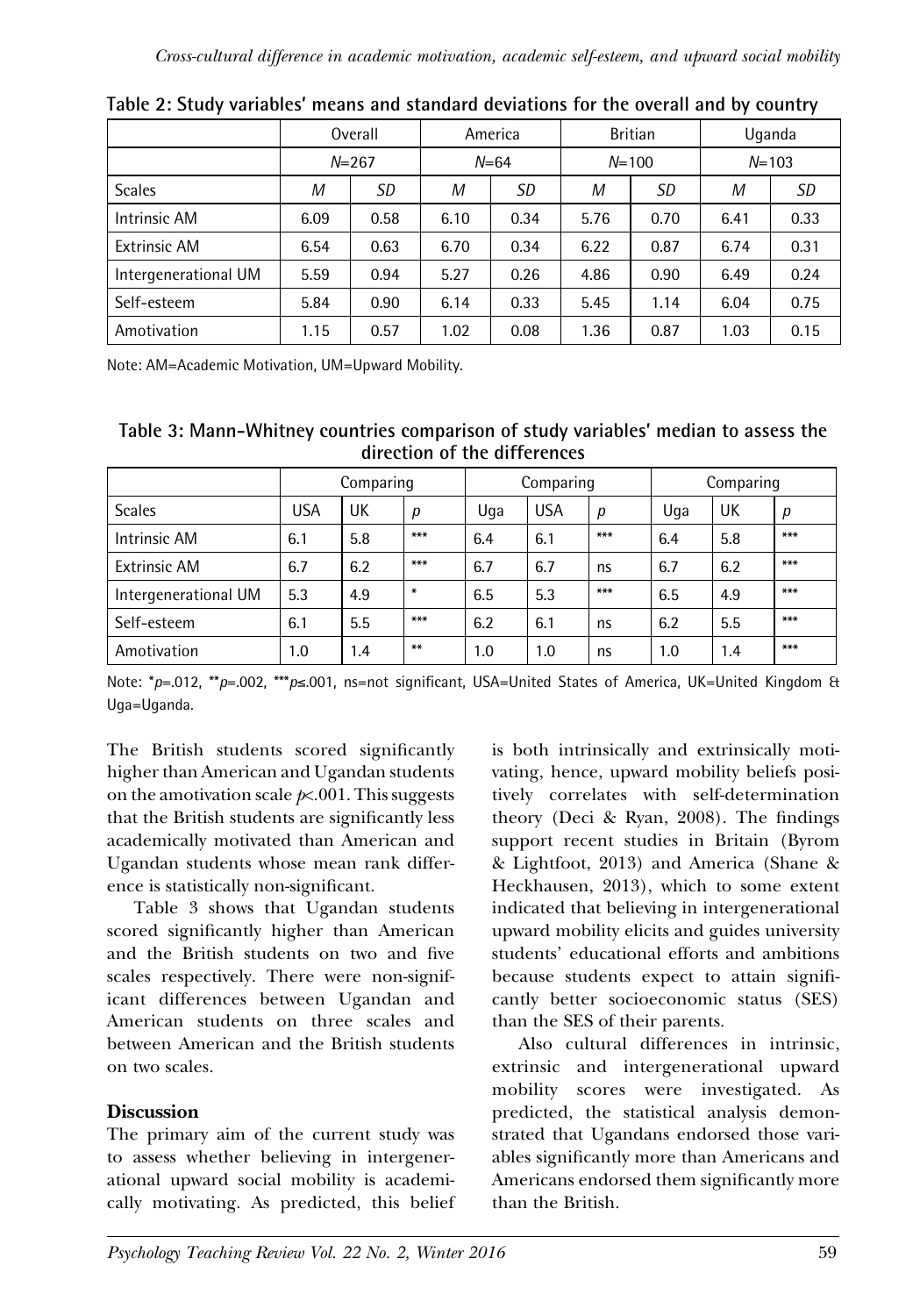**Table 2: Study variables' means and standard deviations for the overall and by country**

| | Overall | | America | | Britian | | Uganda | |
|---|---|---|---|---|---|---|---|---|
| | *N*=267 | | *N*=64 | | *N*=100 | | *N*=103 | |
| Scales | *M* | *SD* | *M* | *SD* | *M* | *SD* | *M* | *SD* |
| Intrinsic AM | 6.09 | 0.58 | 6.10 | 0.34 | 5.76 | 0.70 | 6.41 | 0.33 |
| Extrinsic AM | 6.54 | 0.63 | 6.70 | 0.34 | 6.22 | 0.87 | 6.74 | 0.31 |
| Intergenerational UM | 5.59 | 0.94 | 5.27 | 0.26 | 4.86 | 0.90 | 6.49 | 0.24 |
| Self-esteem | 5.84 | 0.90 | 6.14 | 0.33 | 5.45 | 1.14 | 6.04 | 0.75 |
| Amotivation | 1.15 | 0.57 | 1.02 | 0.08 | 1.36 | 0.87 | 1.03 | 0.15 |

Note: AM=Academic Motivation, UM=Upward Mobility.

**Table 3: Mann-Whitney countries comparison of study variables' median to assess the direction of the differences**

| | Comparing | | | Comparing | | | Comparing | | |
|---|---|---|---|---|---|---|---|---|---|
| Scales | USA | UK | *p* | Uga | USA | *p* | Uga | UK | *p* |
| Intrinsic AM | 6.1 | 5.8 | *** | 6.4 | 6.1 | *** | 6.4 | 5.8 | *** |
| Extrinsic AM | 6.7 | 6.2 | *** | 6.7 | 6.7 | ns | 6.7 | 6.2 | *** |
| Intergenerational UM | 5.3 | 4.9 | * | 6.5 | 5.3 | *** | 6.5 | 4.9 | *** |
| Self-esteem | 6.1 | 5.5 | *** | 6.2 | 6.1 | ns | 6.2 | 5.5 | *** |
| Amotivation | 1.0 | 1.4 | ** | 1.0 | 1.0 | ns | 1.0 | 1.4 | *** |

Note: \**p*=.012, \*\**p*=.002, \*\*\**p*≤.001, ns=not significant, USA=United States of America, UK=United Kingdom & Uga=Uganda.

The British students scored significantly higher than American and Ugandan students on the amotivation scale $p<.001$. This suggests that the British students are significantly less academically motivated than American and Ugandan students whose mean rank difference is statistically non-significant.

Table 3 shows that Ugandan students scored significantly higher than American and the British students on two and five scales respectively. There were non-significant differences between Ugandan and American students on three scales and between American and the British students on two scales.

## Discussion

The primary aim of the current study was to assess whether believing in intergenerational upward social mobility is academically motivating. As predicted, this belief is both intrinsically and extrinsically motivating, hence, upward mobility beliefs positively correlates with self-determination theory (Deci & Ryan, 2008). The findings support recent studies in Britain (Byrom & Lightfoot, 2013) and America (Shane & Heckhausen, 2013), which to some extent indicated that believing in intergenerational upward mobility elicits and guides university students' educational efforts and ambitions because students expect to attain significantly better socioeconomic status (SES) than the SES of their parents.

Also cultural differences in intrinsic, extrinsic and intergenerational upward mobility scores were investigated. As predicted, the statistical analysis demonstrated that Ugandans endorsed those variables significantly more than Americans and Americans endorsed them significantly more than the British.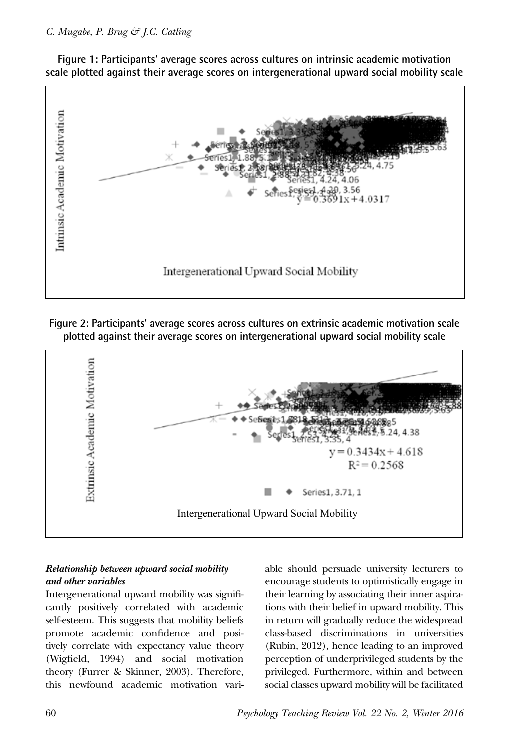**Figure 1: Participants' average scores across cultures on intrinsic academic motivation scale plotted against their average scores on intergenerational upward social mobility scale**

**Figure 2: Participants' average scores across cultures on extrinsic academic motivation scale plotted against their average scores on intergenerational upward social mobility scale**

***Relationship between upward social mobility and other variables***

Intergenerational upward mobility was significantly positively correlated with academic self-esteem. This suggests that mobility beliefs promote academic confidence and positively correlate with expectancy value theory (Wigfield, 1994) and social motivation theory (Furrer & Skinner, 2003). Therefore, this newfound academic motivation variable should persuade university lecturers to encourage students to optimistically engage in their learning by associating their inner aspirations with their belief in upward mobility. This in return will gradually reduce the widespread class-based discriminations in universities (Rubin, 2012), hence leading to an improved perception of underprivileged students by the privileged. Furthermore, within and between social classes upward mobility will be facilitated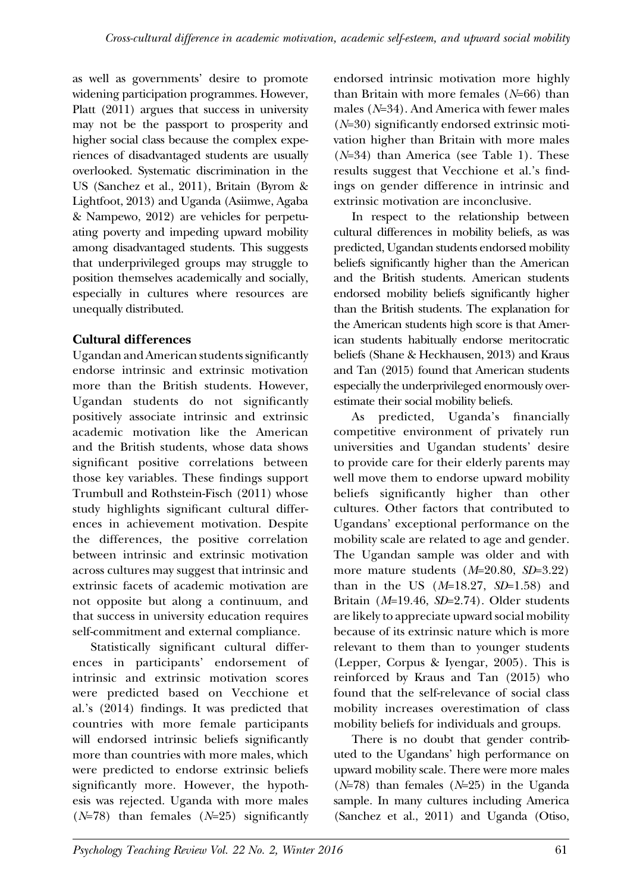as well as governments' desire to promote widening participation programmes. However, Platt (2011) argues that success in university may not be the passport to prosperity and higher social class because the complex experiences of disadvantaged students are usually overlooked. Systematic discrimination in the US (Sanchez et al., 2011), Britain (Byrom & Lightfoot, 2013) and Uganda (Asiimwe, Agaba & Nampewo, 2012) are vehicles for perpetuating poverty and impeding upward mobility among disadvantaged students. This suggests that underprivileged groups may struggle to position themselves academically and socially, especially in cultures where resources are unequally distributed.

## Cultural differences

Ugandan and American students significantly endorse intrinsic and extrinsic motivation more than the British students. However, Ugandan students do not significantly positively associate intrinsic and extrinsic academic motivation like the American and the British students, whose data shows significant positive correlations between those key variables. These findings support Trumbull and Rothstein-Fisch (2011) whose study highlights significant cultural differences in achievement motivation. Despite the differences, the positive correlation between intrinsic and extrinsic motivation across cultures may suggest that intrinsic and extrinsic facets of academic motivation are not opposite but along a continuum, and that success in university education requires self-commitment and external compliance.

Statistically significant cultural differences in participants' endorsement of intrinsic and extrinsic motivation scores were predicted based on Vecchione et al.'s (2014) findings. It was predicted that countries with more female participants will endorsed intrinsic beliefs significantly more than countries with more males, which were predicted to endorse extrinsic beliefs significantly more. However, the hypothesis was rejected. Uganda with more males ($N$=78) than females ($N$=25) significantly endorsed intrinsic motivation more highly than Britain with more females ($N$=66) than males ($N$=34). And America with fewer males ($N$=30) significantly endorsed extrinsic motivation higher than Britain with more males ($N$=34) than America (see Table 1). These results suggest that Vecchione et al.'s findings on gender difference in intrinsic and extrinsic motivation are inconclusive.

In respect to the relationship between cultural differences in mobility beliefs, as was predicted, Ugandan students endorsed mobility beliefs significantly higher than the American and the British students. American students endorsed mobility beliefs significantly higher than the British students. The explanation for the American students high score is that American students habitually endorse meritocratic beliefs (Shane & Heckhausen, 2013) and Kraus and Tan (2015) found that American students especially the underprivileged enormously overestimate their social mobility beliefs.

As predicted, Uganda's financially competitive environment of privately run universities and Ugandan students' desire to provide care for their elderly parents may well move them to endorse upward mobility beliefs significantly higher than other cultures. Other factors that contributed to Ugandans' exceptional performance on the mobility scale are related to age and gender. The Ugandan sample was older and with more mature students ($M$=20.80, $SD$=3.22) than in the US ($M$=18.27, $SD$=1.58) and Britain ($M$=19.46, $SD$=2.74). Older students are likely to appreciate upward social mobility because of its extrinsic nature which is more relevant to them than to younger students (Lepper, Corpus & Iyengar, 2005). This is reinforced by Kraus and Tan (2015) who found that the self-relevance of social class mobility increases overestimation of class mobility beliefs for individuals and groups.

There is no doubt that gender contributed to the Ugandans' high performance on upward mobility scale. There were more males ($N$=78) than females ($N$=25) in the Uganda sample. In many cultures including America (Sanchez et al., 2011) and Uganda (Otiso,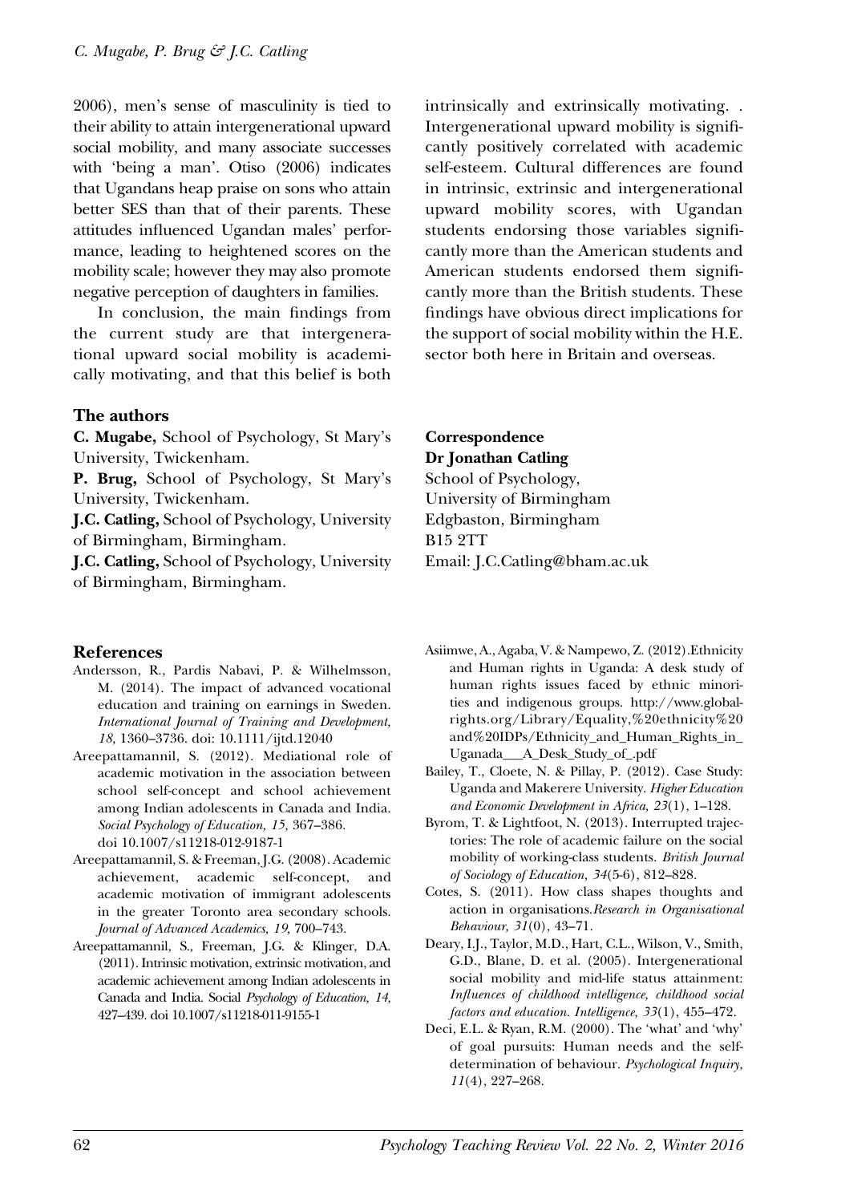2006), men's sense of masculinity is tied to their ability to attain intergenerational upward social mobility, and many associate successes with 'being a man'. Otiso (2006) indicates that Ugandans heap praise on sons who attain better SES than that of their parents. These attitudes influenced Ugandan males' performance, leading to heightened scores on the mobility scale; however they may also promote negative perception of daughters in families.

In conclusion, the main findings from the current study are that intergenerational upward social mobility is academically motivating, and that this belief is both intrinsically and extrinsically motivating. . Intergenerational upward mobility is significantly positively correlated with academic self-esteem. Cultural differences are found in intrinsic, extrinsic and intergenerational upward mobility scores, with Ugandan students endorsing those variables significantly more than the American students and American students endorsed them significantly more than the British students. These findings have obvious direct implications for the support of social mobility within the H.E. sector both here in Britain and overseas.

## The authors

**C. Mugabe,** School of Psychology, St Mary's University, Twickenham.

**P. Brug,** School of Psychology, St Mary's University, Twickenham.

**J.C. Catling,** School of Psychology, University of Birmingham, Birmingham.

**J.C. Catling,** School of Psychology, University of Birmingham, Birmingham.

**Correspondence**
**Dr Jonathan Catling**
School of Psychology,
University of Birmingham
Edgbaston, Birmingham
B15 2TT
Email: J.C.Catling@bham.ac.uk

## References

Andersson, R., Pardis Nabavi, P. & Wilhelmsson, M. (2014). The impact of advanced vocational education and training on earnings in Sweden. *International Journal of Training and Development, 18,* 1360–3736. doi: 10.1111/ijtd.12040

Areepattamannil, S. (2012). Mediational role of academic motivation in the association between school self-concept and school achievement among Indian adolescents in Canada and India. *Social Psychology of Education, 15,* 367–386. doi 10.1007/s11218-012-9187-1

Areepattamannil, S. & Freeman, J.G. (2008). Academic achievement, academic self-concept, and academic motivation of immigrant adolescents in the greater Toronto area secondary schools. *Journal of Advanced Academics, 19,* 700–743.

Areepattamannil, S., Freeman, J.G. & Klinger, D.A. (2011). Intrinsic motivation, extrinsic motivation, and academic achievement among Indian adolescents in Canada and India. Social *Psychology of Education, 14,* 427–439. doi 10.1007/s11218-011-9155-1

Asiimwe, A., Agaba, V. & Nampewo, Z. (2012).Ethnicity and Human rights in Uganda: A desk study of human rights issues faced by ethnic minorities and indigenous groups. http://www.globalrights.org/Library/Equality,%20ethnicity%20and%20IDPs/Ethnicity_and_Human_Rights_in_Uganada___A_Desk_Study_of_.pdf

Bailey, T., Cloete, N. & Pillay, P. (2012). Case Study: Uganda and Makerere University. *Higher Education and Economic Development in Africa, 23*(1), 1–128.

Byrom, T. & Lightfoot, N. (2013). Interrupted trajectories: The role of academic failure on the social mobility of working-class students. *British Journal of Sociology of Education, 34*(5-6), 812–828.

Cotes, S. (2011). How class shapes thoughts and action in organisations.*Research in Organisational Behaviour, 31*(0), 43–71.

Deary, I.J., Taylor, M.D., Hart, C.L., Wilson, V., Smith, G.D., Blane, D. et al. (2005). Intergenerational social mobility and mid-life status attainment: *Influences of childhood intelligence, childhood social factors and education. Intelligence, 33*(1), 455–472.

Deci, E.L. & Ryan, R.M. (2000). The 'what' and 'why' of goal pursuits: Human needs and the self-determination of behaviour. *Psychological Inquiry, 11*(4), 227–268.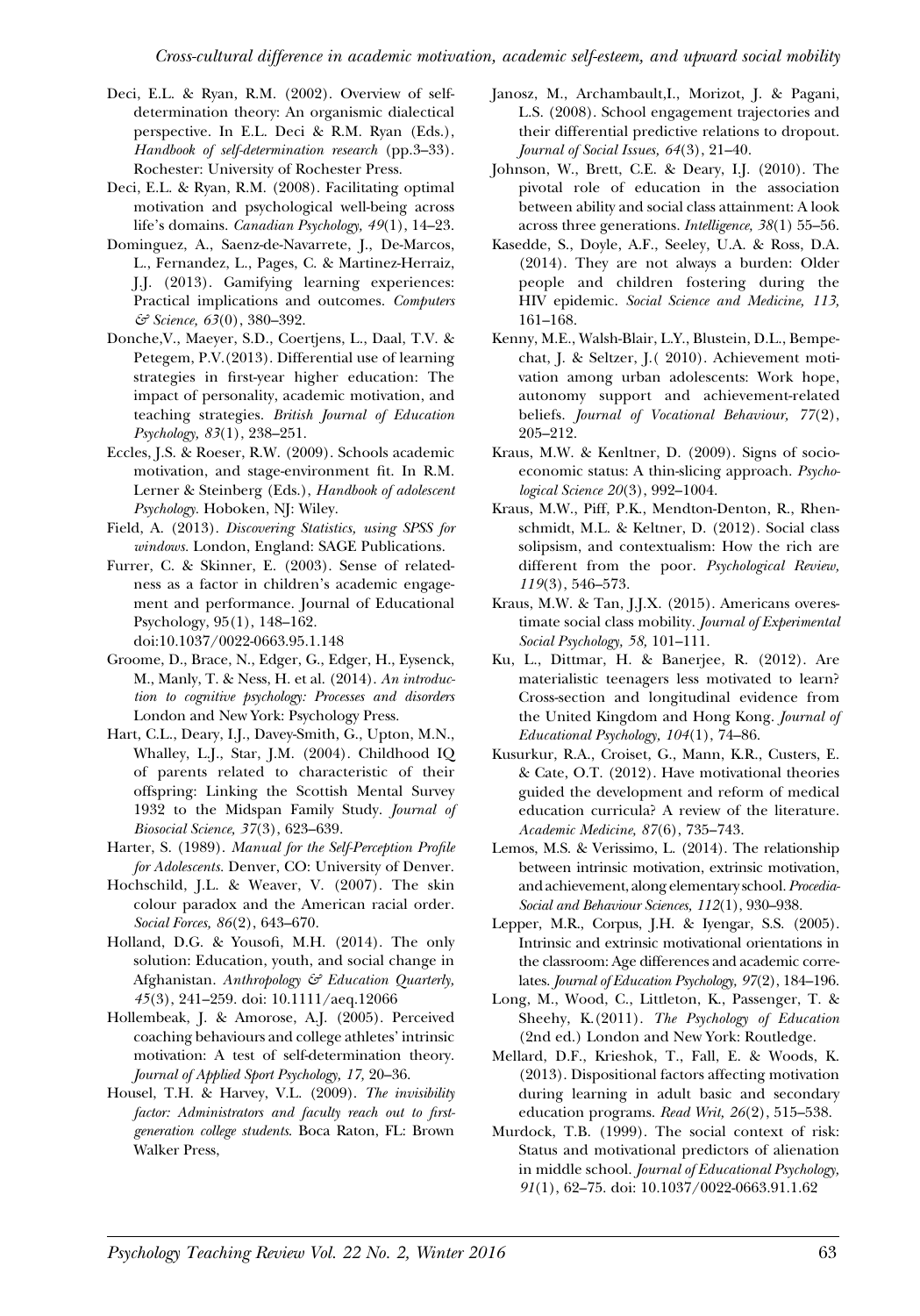Deci, E.L. & Ryan, R.M. (2002). Overview of self-determination theory: An organismic dialectical perspective. In E.L. Deci & R.M. Ryan (Eds.), *Handbook of self-determination research* (pp.3–33). Rochester: University of Rochester Press.

Deci, E.L. & Ryan, R.M. (2008). Facilitating optimal motivation and psychological well-being across life's domains. *Canadian Psychology, 49*(1), 14–23.

Dominguez, A., Saenz-de-Navarrete, J., De-Marcos, L., Fernandez, L., Pages, C. & Martinez-Herraiz, J.J. (2013). Gamifying learning experiences: Practical implications and outcomes. *Computers & Science, 63*(0), 380–392.

Donche,V., Maeyer, S.D., Coertjens, L., Daal, T.V. & Petegem, P.V.(2013). Differential use of learning strategies in first-year higher education: The impact of personality, academic motivation, and teaching strategies. *British Journal of Education Psychology, 83*(1), 238–251.

Eccles, J.S. & Roeser, R.W. (2009). Schools academic motivation, and stage-environment fit. In R.M. Lerner & Steinberg (Eds.), *Handbook of adolescent Psychology.* Hoboken, NJ: Wiley.

Field, A. (2013). *Discovering Statistics, using SPSS for windows.* London, England: SAGE Publications.

Furrer, C. & Skinner, E. (2003). Sense of relatedness as a factor in children's academic engagement and performance. Journal of Educational Psychology, 95(1), 148–162. doi:10.1037/0022-0663.95.1.148

Groome, D., Brace, N., Edger, G., Edger, H., Eysenck, M., Manly, T. & Ness, H. et al. (2014). *An introduction to cognitive psychology: Processes and disorders* London and New York: Psychology Press.

Hart, C.L., Deary, I.J., Davey-Smith, G., Upton, M.N., Whalley, L.J., Star, J.M. (2004). Childhood IQ of parents related to characteristic of their offspring: Linking the Scottish Mental Survey 1932 to the Midspan Family Study. *Journal of Biosocial Science, 37*(3), 623–639.

Harter, S. (1989). *Manual for the Self-Perception Profile for Adolescents.* Denver, CO: University of Denver.

Hochschild, J.L. & Weaver, V. (2007). The skin colour paradox and the American racial order. *Social Forces, 86*(2), 643–670.

Holland, D.G. & Yousofi, M.H. (2014). The only solution: Education, youth, and social change in Afghanistan. *Anthropology & Education Quarterly, 45*(3), 241–259. doi: 10.1111/aeq.12066

Hollembeak, J. & Amorose, A.J. (2005). Perceived coaching behaviours and college athletes' intrinsic motivation: A test of self-determination theory. *Journal of Applied Sport Psychology, 17,* 20–36.

Housel, T.H. & Harvey, V.L. (2009). *The invisibility factor: Administrators and faculty reach out to first-generation college students.* Boca Raton, FL: Brown Walker Press,

Janosz, M., Archambault,I., Morizot, J. & Pagani, L.S. (2008). School engagement trajectories and their differential predictive relations to dropout. *Journal of Social Issues, 64*(3), 21–40.

Johnson, W., Brett, C.E. & Deary, I.J. (2010). The pivotal role of education in the association between ability and social class attainment: A look across three generations. *Intelligence, 38*(1) 55–56.

Kasedde, S., Doyle, A.F., Seeley, U.A. & Ross, D.A. (2014). They are not always a burden: Older people and children fostering during the HIV epidemic. *Social Science and Medicine, 113,* 161–168.

Kenny, M.E., Walsh-Blair, L.Y., Blustein, D.L., Bempechat, J. & Seltzer, J.( 2010). Achievement motivation among urban adolescents: Work hope, autonomy support and achievement-related beliefs. *Journal of Vocational Behaviour, 77*(2), 205–212.

Kraus, M.W. & Kenltner, D. (2009). Signs of socioeconomic status: A thin-slicing approach. *Psychological Science 20*(3), 992–1004.

Kraus, M.W., Piff, P.K., Mendton-Denton, R., Rhenschmidt, M.L. & Keltner, D. (2012). Social class solipsism, and contextualism: How the rich are different from the poor. *Psychological Review, 119*(3), 546–573.

Kraus, M.W. & Tan, J.J.X. (2015). Americans overestimate social class mobility. *Journal of Experimental Social Psychology, 58,* 101–111.

Ku, L., Dittmar, H. & Banerjee, R. (2012). Are materialistic teenagers less motivated to learn? Cross-section and longitudinal evidence from the United Kingdom and Hong Kong. *Journal of Educational Psychology, 104*(1), 74–86.

Kusurkur, R.A., Croiset, G., Mann, K.R., Custers, E. & Cate, O.T. (2012). Have motivational theories guided the development and reform of medical education curricula? A review of the literature. *Academic Medicine, 87*(6), 735–743.

Lemos, M.S. & Verissimo, L. (2014). The relationship between intrinsic motivation, extrinsic motivation, and achievement, along elementary school. *Procedia-Social and Behaviour Sciences, 112*(1), 930–938.

Lepper, M.R., Corpus, J.H. & Iyengar, S.S. (2005). Intrinsic and extrinsic motivational orientations in the classroom: Age differences and academic correlates. *Journal of Education Psychology, 97*(2), 184–196.

Long, M., Wood, C., Littleton, K., Passenger, T. & Sheehy, K.(2011). *The Psychology of Education* (2nd ed.) London and New York: Routledge.

Mellard, D.F., Krieshok, T., Fall, E. & Woods, K. (2013). Dispositional factors affecting motivation during learning in adult basic and secondary education programs. *Read Writ, 26*(2), 515–538.

Murdock, T.B. (1999). The social context of risk: Status and motivational predictors of alienation in middle school. *Journal of Educational Psychology, 91*(1), 62–75. doi: 10.1037/0022-0663.91.1.62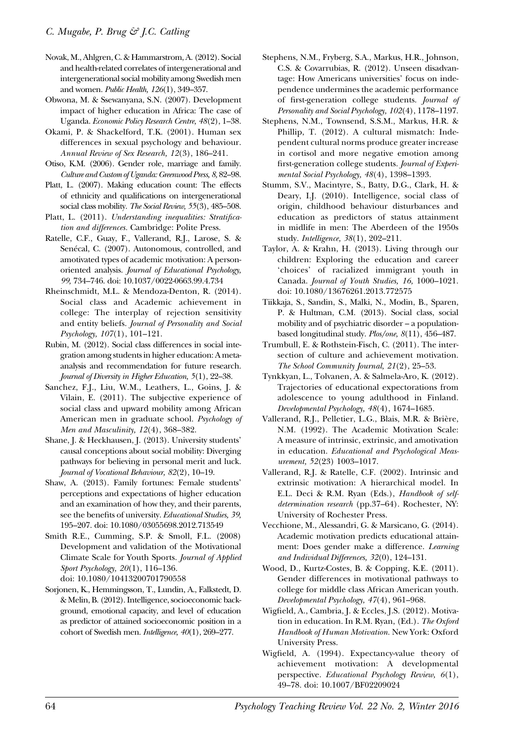Novak, M., Ahlgren, C. & Hammarstrom, A. (2012). Social and health-related correlates of intergenerational and intergenerational social mobility among Swedish men and women. *Public Health, 126*(1), 349–357.

Obwona, M. & Ssewanyana, S.N. (2007). Development impact of higher education in Africa: The case of Uganda. *Economic Policy Research Centre, 48*(2), 1–38.

Okami, P. & Shackelford, T.K. (2001). Human sex differences in sexual psychology and behaviour. *Annual Review of Sex Research, 12*(3), 186–241.

Otiso, K.M. (2006). Gender role, marriage and family. *Culture and Custom of Uganda: Greenwood Press, 8,* 82–98.

Platt, L. (2007). Making education count: The effects of ethnicity and qualifications on intergenerational social class mobility. *The Social Review, 55*(3), 485–508.

Platt, L. (2011). *Understanding inequalities: Stratification and differences*. Cambridge: Polite Press.

Ratelle, C.F., Guay, F., Vallerand, R.J., Larose, S. & Senécal, C. (2007). Autonomous, controlled, and amotivated types of academic motivation: A person-oriented analysis. *Journal of Educational Psychology, 99,* 734–746. doi: 10.1037/0022-0663.99.4.734

Rheinschmidt, M.L. & Mendoza-Denton, R. (2014). Social class and Academic achievement in college: The interplay of rejection sensitivity and entity beliefs. *Journal of Personality and Social Psychology, 107*(1), 101–121.

Rubin, M. (2012). Social class differences in social integration among students in higher education: A meta-analysis and recommendation for future research. *Journal of Diversity in Higher Education, 5*(1), 22–38.

Sanchez, F.J., Liu, W.M., Leathers, L., Goins, J. & Vilain, E. (2011). The subjective experience of social class and upward mobility among African American men in graduate school. *Psychology of Men and Masculinity, 12*(4), 368–382.

Shane, J. & Heckhausen, J. (2013). University students' causal conceptions about social mobility: Diverging pathways for believing in personal merit and luck. *Journal of Vocational Behaviour, 82*(2), 10–19.

Shaw, A. (2013). Family fortunes: Female students' perceptions and expectations of higher education and an examination of how they, and their parents, see the benefits of university. *Educational Studies, 39,* 195–207. doi: 10.1080/03055698.2012.713549

Smith R.E., Cumming, S.P. & Smoll, F.L. (2008) Development and validation of the Motivational Climate Scale for Youth Sports. *Journal of Applied Sport Psychology, 20*(1), 116–136. doi: 10.1080/10413200701790558

Sorjonen, K., Hemmingsson, T., Lundin, A., Falkstedt, D. & Melin, B. (2012). Intelligence, socioeconomic background, emotional capacity, and level of education as predictor of attained socioeconomic position in a cohort of Swedish men. *Intelligence, 40*(1), 269–277.

Stephens, N.M., Fryberg, S.A., Markus, H.R., Johnson, C.S. & Covarrubias, R. (2012). Unseen disadvantage: How Americans universities' focus on independence undermines the academic performance of first-generation college students. *Journal of Personality and Social Psychology, 102*(4), 1178–1197.

Stephens, N.M., Townsend, S.S.M., Markus, H.R. & Phillip, T. (2012). A cultural mismatch: Independent cultural norms produce greater increase in cortisol and more negative emotion among first-generation college students. *Journal of Experimental Social Psychology, 48*(4), 1398–1393.

Stumm, S.V., Macintyre, S., Batty, D.G., Clark, H. & Deary, I.J. (2010). Intelligence, social class of origin, childhood behaviour disturbances and education as predictors of status attainment in midlife in men: The Aberdeen of the 1950s study. *Intelligence, 38*(1), 202–211.

Taylor, A. & Krahn, H. (2013). Living through our children: Exploring the education and career 'choices' of racialized immigrant youth in Canada. *Journal of Youth Studies, 16,* 1000–1021. doi: 10.1080/13676261.2013.772575

Tiikkaja, S., Sandin, S., Malki, N., Modin, B., Sparen, P. & Hultman, C.M. (2013). Social class, social mobility and of psychiatric disorder – a population-based longitudinal study. *Plos/one, 8*(11), 456–487.

Trumbull, E. & Rothstein-Fisch, C. (2011). The intersection of culture and achievement motivation. *The School Community Journal, 21*(2), 25–53.

Tynkkyan, L., Tolvanen, A. & Salmela-Aro, K. (2012). Trajectories of educational expectorations from adolescence to young adulthood in Finland. *Developmental Psychology, 48*(4), 1674–1685.

Vallerand, R.J., Pelletier, L.G., Blais, M.R. & Brière, N.M. (1992). The Academic Motivation Scale: A measure of intrinsic, extrinsic, and amotivation in education. *Educational and Psychological Measurement, 52*(23) 1003–1017.

Vallerand, R.J. & Ratelle, C.F. (2002). Intrinsic and extrinsic motivation: A hierarchical model. In E.L. Deci & R.M. Ryan (Eds.), *Handbook of self-determination research* (pp.37–64). Rochester, NY: University of Rochester Press.

Vecchione, M., Alessandri, G. & Marsicano, G. (2014). Academic motivation predicts educational attainment: Does gender make a difference. *Learning and Individual Differences, 32*(0), 124–131.

Wood, D., Kurtz-Costes, B. & Copping, K.E. (2011). Gender differences in motivational pathways to college for middle class African American youth. *Developmental Psychology, 47*(4), 961–968.

Wigfield, A., Cambria, J. & Eccles, J.S. (2012). Motivation in education. In R.M. Ryan, (Ed.). *The Oxford Handbook of Human Motivation.* New York: Oxford University Press.

Wigfield, A. (1994). Expectancy-value theory of achievement motivation: A developmental perspective. *Educational Psychology Review, 6*(1), 49–78. doi: 10.1007/BF02209024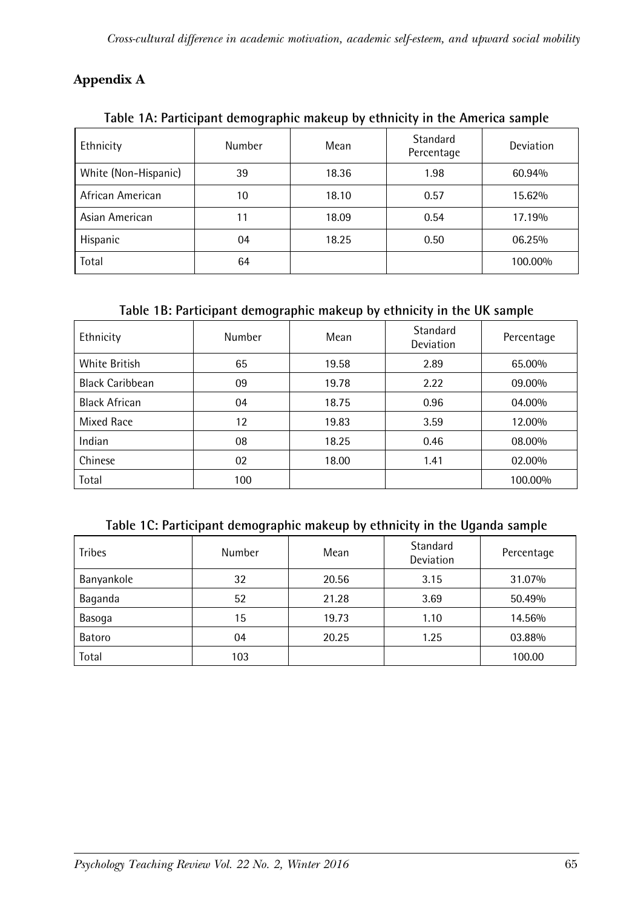## Appendix A

**Table 1A: Participant demographic makeup by ethnicity in the America sample**

| Ethnicity | Number | Mean | Standard Percentage | Deviation |
|---|---|---|---|---|
| White (Non-Hispanic) | 39 | 18.36 | 1.98 | 60.94% |
| African American | 10 | 18.10 | 0.57 | 15.62% |
| Asian American | 11 | 18.09 | 0.54 | 17.19% |
| Hispanic | 04 | 18.25 | 0.50 | 06.25% |
| Total | 64 | | | 100.00% |

**Table 1B: Participant demographic makeup by ethnicity in the UK sample**

| Ethnicity | Number | Mean | Standard Deviation | Percentage |
|---|---|---|---|---|
| White British | 65 | 19.58 | 2.89 | 65.00% |
| Black Caribbean | 09 | 19.78 | 2.22 | 09.00% |
| Black African | 04 | 18.75 | 0.96 | 04.00% |
| Mixed Race | 12 | 19.83 | 3.59 | 12.00% |
| Indian | 08 | 18.25 | 0.46 | 08.00% |
| Chinese | 02 | 18.00 | 1.41 | 02.00% |
| Total | 100 | | | 100.00% |

**Table 1C: Participant demographic makeup by ethnicity in the Uganda sample**

| Tribes | Number | Mean | Standard Deviation | Percentage |
|---|---|---|---|---|
| Banyankole | 32 | 20.56 | 3.15 | 31.07% |
| Baganda | 52 | 21.28 | 3.69 | 50.49% |
| Basoga | 15 | 19.73 | 1.10 | 14.56% |
| Batoro | 04 | 20.25 | 1.25 | 03.88% |
| Total | 103 | | | 100.00 |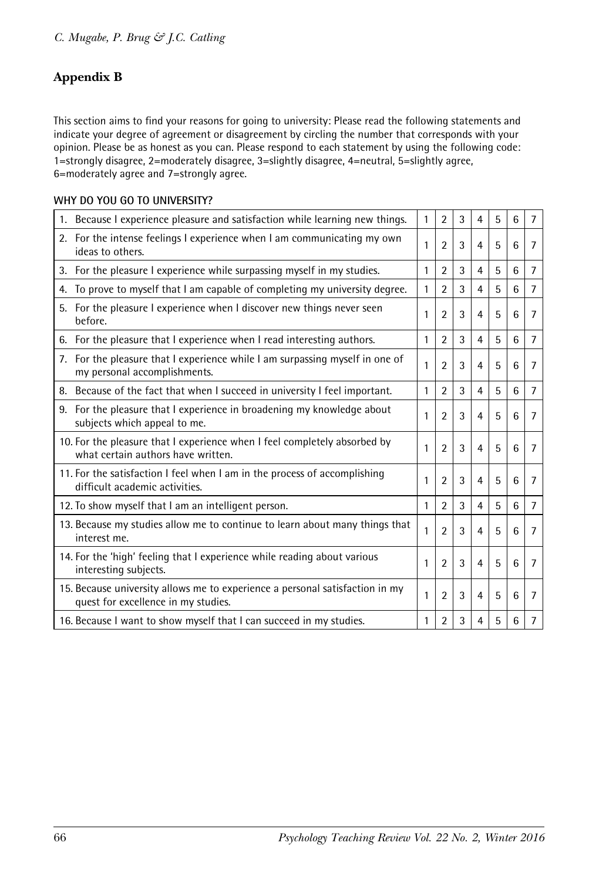## Appendix B

This section aims to find your reasons for going to university: Please read the following statements and indicate your degree of agreement or disagreement by circling the number that corresponds with your opinion. Please be as honest as you can. Please respond to each statement by using the following code: 1=strongly disagree, 2=moderately disagree, 3=slightly disagree, 4=neutral, 5=slightly agree, 6=moderately agree and 7=strongly agree.

**WHY DO YOU GO TO UNIVERSITY?**

| | | | | | | | |
|---|---|---|---|---|---|---|---|
| 1. Because I experience pleasure and satisfaction while learning new things. | 1 | 2 | 3 | 4 | 5 | 6 | 7 |
| 2. For the intense feelings I experience when I am communicating my own ideas to others. | 1 | 2 | 3 | 4 | 5 | 6 | 7 |
| 3. For the pleasure I experience while surpassing myself in my studies. | 1 | 2 | 3 | 4 | 5 | 6 | 7 |
| 4. To prove to myself that I am capable of completing my university degree. | 1 | 2 | 3 | 4 | 5 | 6 | 7 |
| 5. For the pleasure I experience when I discover new things never seen before. | 1 | 2 | 3 | 4 | 5 | 6 | 7 |
| 6. For the pleasure that I experience when I read interesting authors. | 1 | 2 | 3 | 4 | 5 | 6 | 7 |
| 7. For the pleasure that I experience while I am surpassing myself in one of my personal accomplishments. | 1 | 2 | 3 | 4 | 5 | 6 | 7 |
| 8. Because of the fact that when I succeed in university I feel important. | 1 | 2 | 3 | 4 | 5 | 6 | 7 |
| 9. For the pleasure that I experience in broadening my knowledge about subjects which appeal to me. | 1 | 2 | 3 | 4 | 5 | 6 | 7 |
| 10. For the pleasure that I experience when I feel completely absorbed by what certain authors have written. | 1 | 2 | 3 | 4 | 5 | 6 | 7 |
| 11. For the satisfaction I feel when I am in the process of accomplishing difficult academic activities. | 1 | 2 | 3 | 4 | 5 | 6 | 7 |
| 12. To show myself that I am an intelligent person. | 1 | 2 | 3 | 4 | 5 | 6 | 7 |
| 13. Because my studies allow me to continue to learn about many things that interest me. | 1 | 2 | 3 | 4 | 5 | 6 | 7 |
| 14. For the 'high' feeling that I experience while reading about various interesting subjects. | 1 | 2 | 3 | 4 | 5 | 6 | 7 |
| 15. Because university allows me to experience a personal satisfaction in my quest for excellence in my studies. | 1 | 2 | 3 | 4 | 5 | 6 | 7 |
| 16. Because I want to show myself that I can succeed in my studies. | 1 | 2 | 3 | 4 | 5 | 6 | 7 |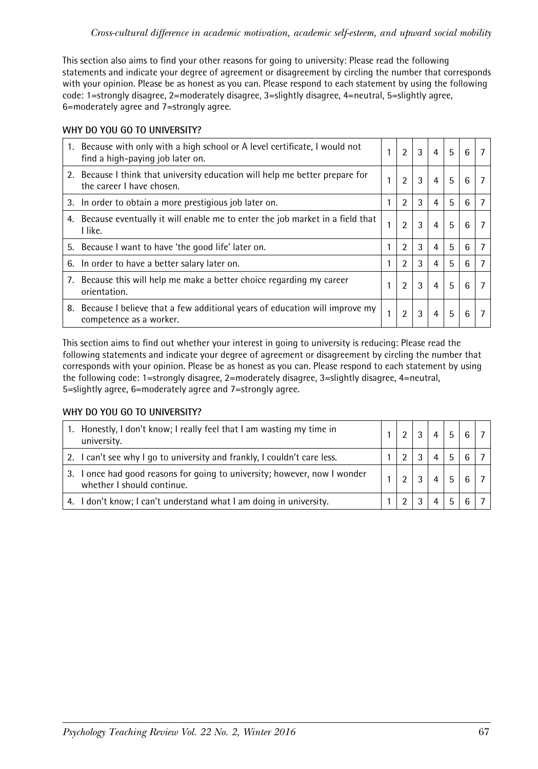This section also aims to find your other reasons for going to university: Please read the following statements and indicate your degree of agreement or disagreement by circling the number that corresponds with your opinion. Please be as honest as you can. Please respond to each statement by using the following code: 1=strongly disagree, 2=moderately disagree, 3=slightly disagree, 4=neutral, 5=slightly agree, 6=moderately agree and 7=strongly agree.

**WHY DO YOU GO TO UNIVERSITY?**

| | | | | | | | |
|---|---|---|---|---|---|---|---|
| 1. Because with only with a high school or A level certificate, I would not find a high-paying job later on. | 1 | 2 | 3 | 4 | 5 | 6 | 7 |
| 2. Because I think that university education will help me better prepare for the career I have chosen. | 1 | 2 | 3 | 4 | 5 | 6 | 7 |
| 3. In order to obtain a more prestigious job later on. | 1 | 2 | 3 | 4 | 5 | 6 | 7 |
| 4. Because eventually it will enable me to enter the job market in a field that I like. | 1 | 2 | 3 | 4 | 5 | 6 | 7 |
| 5. Because I want to have 'the good life' later on. | 1 | 2 | 3 | 4 | 5 | 6 | 7 |
| 6. In order to have a better salary later on. | 1 | 2 | 3 | 4 | 5 | 6 | 7 |
| 7. Because this will help me make a better choice regarding my career orientation. | 1 | 2 | 3 | 4 | 5 | 6 | 7 |
| 8. Because I believe that a few additional years of education will improve my competence as a worker. | 1 | 2 | 3 | 4 | 5 | 6 | 7 |

This section aims to find out whether your interest in going to university is reducing: Please read the following statements and indicate your degree of agreement or disagreement by circling the number that corresponds with your opinion. Please be as honest as you can. Please respond to each statement by using the following code: 1=strongly disagree, 2=moderately disagree, 3=slightly disagree, 4=neutral, 5=slightly agree, 6=moderately agree and 7=strongly agree.

**WHY DO YOU GO TO UNIVERSITY?**

| | | | | | | | |
|---|---|---|---|---|---|---|---|
| 1. Honestly, I don't know; I really feel that I am wasting my time in university. | 1 | 2 | 3 | 4 | 5 | 6 | 7 |
| 2. I can't see why I go to university and frankly, I couldn't care less. | 1 | 2 | 3 | 4 | 5 | 6 | 7 |
| 3. I once had good reasons for going to university; however, now I wonder whether I should continue. | 1 | 2 | 3 | 4 | 5 | 6 | 7 |
| 4. I don't know; I can't understand what I am doing in university. | 1 | 2 | 3 | 4 | 5 | 6 | 7 |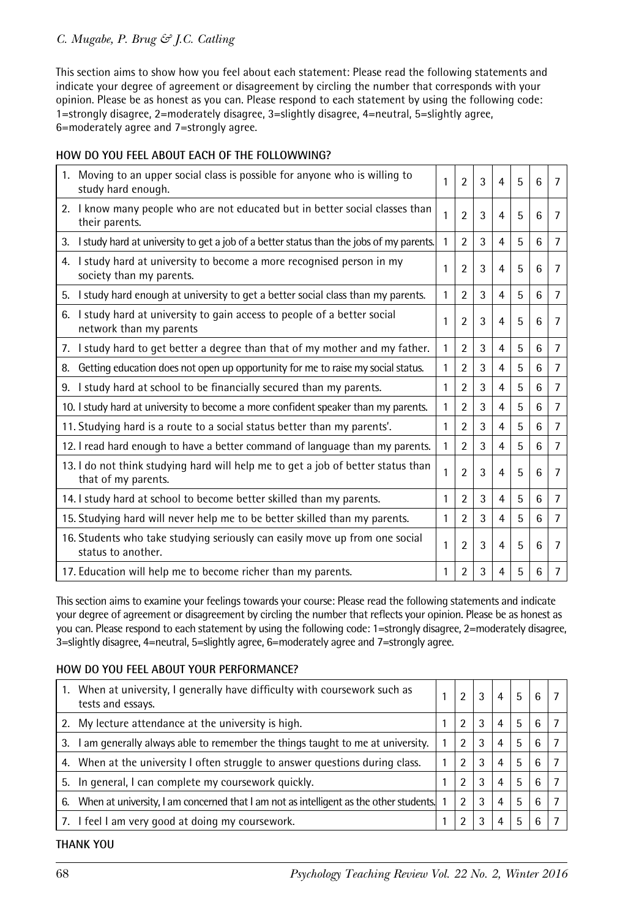This section aims to show how you feel about each statement: Please read the following statements and indicate your degree of agreement or disagreement by circling the number that corresponds with your opinion. Please be as honest as you can. Please respond to each statement by using the following code: 1=strongly disagree, 2=moderately disagree, 3=slightly disagree, 4=neutral, 5=slightly agree, 6=moderately agree and 7=strongly agree.

**HOW DO YOU FEEL ABOUT EACH OF THE FOLLOWWING?**

| | | | | | | | |
|---|---|---|---|---|---|---|---|
| 1. Moving to an upper social class is possible for anyone who is willing to study hard enough. | 1 | 2 | 3 | 4 | 5 | 6 | 7 |
| 2. I know many people who are not educated but in better social classes than their parents. | 1 | 2 | 3 | 4 | 5 | 6 | 7 |
| 3. I study hard at university to get a job of a better status than the jobs of my parents. | 1 | 2 | 3 | 4 | 5 | 6 | 7 |
| 4. I study hard at university to become a more recognised person in my society than my parents. | 1 | 2 | 3 | 4 | 5 | 6 | 7 |
| 5. I study hard enough at university to get a better social class than my parents. | 1 | 2 | 3 | 4 | 5 | 6 | 7 |
| 6. I study hard at university to gain access to people of a better social network than my parents | 1 | 2 | 3 | 4 | 5 | 6 | 7 |
| 7. I study hard to get better a degree than that of my mother and my father. | 1 | 2 | 3 | 4 | 5 | 6 | 7 |
| 8. Getting education does not open up opportunity for me to raise my social status. | 1 | 2 | 3 | 4 | 5 | 6 | 7 |
| 9. I study hard at school to be financially secured than my parents. | 1 | 2 | 3 | 4 | 5 | 6 | 7 |
| 10. I study hard at university to become a more confident speaker than my parents. | 1 | 2 | 3 | 4 | 5 | 6 | 7 |
| 11. Studying hard is a route to a social status better than my parents'. | 1 | 2 | 3 | 4 | 5 | 6 | 7 |
| 12. I read hard enough to have a better command of language than my parents. | 1 | 2 | 3 | 4 | 5 | 6 | 7 |
| 13. I do not think studying hard will help me to get a job of better status than that of my parents. | 1 | 2 | 3 | 4 | 5 | 6 | 7 |
| 14. I study hard at school to become better skilled than my parents. | 1 | 2 | 3 | 4 | 5 | 6 | 7 |
| 15. Studying hard will never help me to be better skilled than my parents. | 1 | 2 | 3 | 4 | 5 | 6 | 7 |
| 16. Students who take studying seriously can easily move up from one social status to another. | 1 | 2 | 3 | 4 | 5 | 6 | 7 |
| 17. Education will help me to become richer than my parents. | 1 | 2 | 3 | 4 | 5 | 6 | 7 |

This section aims to examine your feelings towards your course: Please read the following statements and indicate your degree of agreement or disagreement by circling the number that reflects your opinion. Please be as honest as you can. Please respond to each statement by using the following code: 1=strongly disagree, 2=moderately disagree, 3=slightly disagree, 4=neutral, 5=slightly agree, 6=moderately agree and 7=strongly agree.

**HOW DO YOU FEEL ABOUT YOUR PERFORMANCE?**

| | | | | | | | |
|---|---|---|---|---|---|---|---|
| 1. When at university, I generally have difficulty with coursework such as tests and essays. | 1 | 2 | 3 | 4 | 5 | 6 | 7 |
| 2. My lecture attendance at the university is high. | 1 | 2 | 3 | 4 | 5 | 6 | 7 |
| 3. I am generally always able to remember the things taught to me at university. | 1 | 2 | 3 | 4 | 5 | 6 | 7 |
| 4. When at the university I often struggle to answer questions during class. | 1 | 2 | 3 | 4 | 5 | 6 | 7 |
| 5. In general, I can complete my coursework quickly. | 1 | 2 | 3 | 4 | 5 | 6 | 7 |
| 6. When at university, I am concerned that I am not as intelligent as the other students. | 1 | 2 | 3 | 4 | 5 | 6 | 7 |
| 7. I feel I am very good at doing my coursework. | 1 | 2 | 3 | 4 | 5 | 6 | 7 |

**THANK YOU**